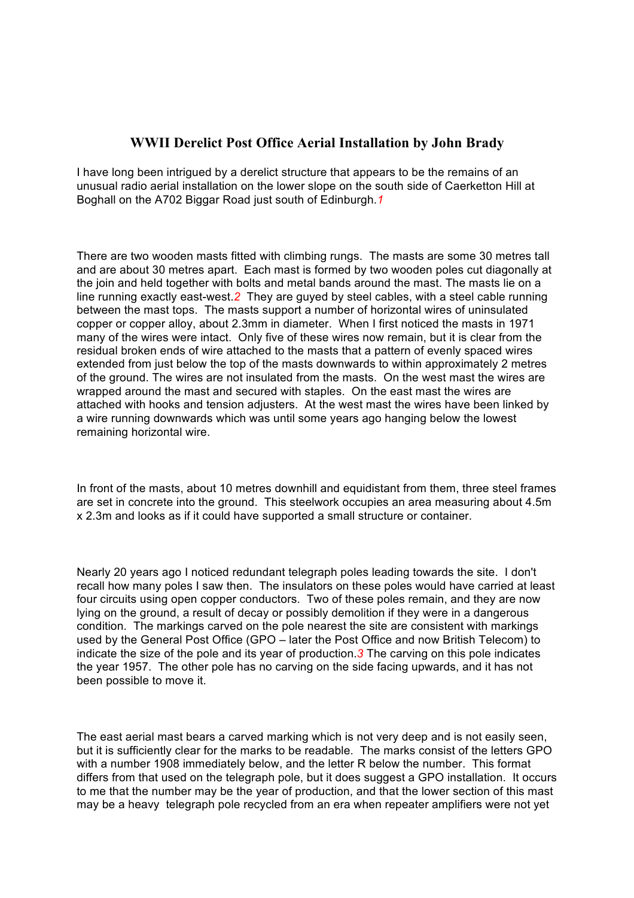# WWII Derelict Post Office Aerial Installation by John Brady

I have long been intrigued by a derelict structure that appears to be the remains of an unusual radio aerial installation on the lower slope on the south side of Caerketton Hill at Boghall on the A702 Biggar Road just south of Edinburgh.[1]

There are two wooden masts fitted with climbing rungs. The masts are some 30 metres tall and are about 30 metres apart. Each mast is formed by two wooden poles cut diagonally at the join and held together with bolts and metal bands around the mast. The masts lie on a line running exactly east-west.[2] They are guyed by steel cables, with a steel cable running between the mast tops. The masts support a number of horizontal wires of uninsulated copper or copper alloy, about 2.3mm in diameter. When I first noticed the masts in 1971 many of the wires were intact. Only five of these wires now remain, but it is clear from the residual broken ends of wire attached to the masts that a pattern of evenly spaced wires extended from just below the top of the masts downwards to within approximately 2 metres of the ground. The wires are not insulated from the masts. On the west mast the wires are wrapped around the mast and secured with staples. On the east mast the wires are attached with hooks and tension adjusters. At the west mast the wires have been linked by a wire running downwards which was until some years ago hanging below the lowest remaining horizontal wire.

In front of the masts, about 10 metres downhill and equidistant from them, three steel frames are set in concrete into the ground. This steelwork occupies an area measuring about 4.5m x 2.3m and looks as if it could have supported a small structure or container.

Nearly 20 years ago I noticed redundant telegraph poles leading towards the site. I don't recall how many poles I saw then. The insulators on these poles would have carried at least four circuits using open copper conductors. Two of these poles remain, and they are now lying on the ground, a result of decay or possibly demolition if they were in a dangerous condition. The markings carved on the pole nearest the site are consistent with markings used by the General Post Office (GPO – later the Post Office and now British Telecom) to indicate the size of the pole and its year of production.[3] The carving on this pole indicates the year 1957. The other pole has no carving on the side facing upwards, and it has not been possible to move it.

The east aerial mast bears a carved marking which is not very deep and is not easily seen, but it is sufficiently clear for the marks to be readable. The marks consist of the letters GPO with a number 1908 immediately below, and the letter R below the number. This format differs from that used on the telegraph pole, but it does suggest a GPO installation. It occurs to me that the number may be the year of production, and that the lower section of this mast may be a heavy telegraph pole recycled from an era when repeater amplifiers were not yet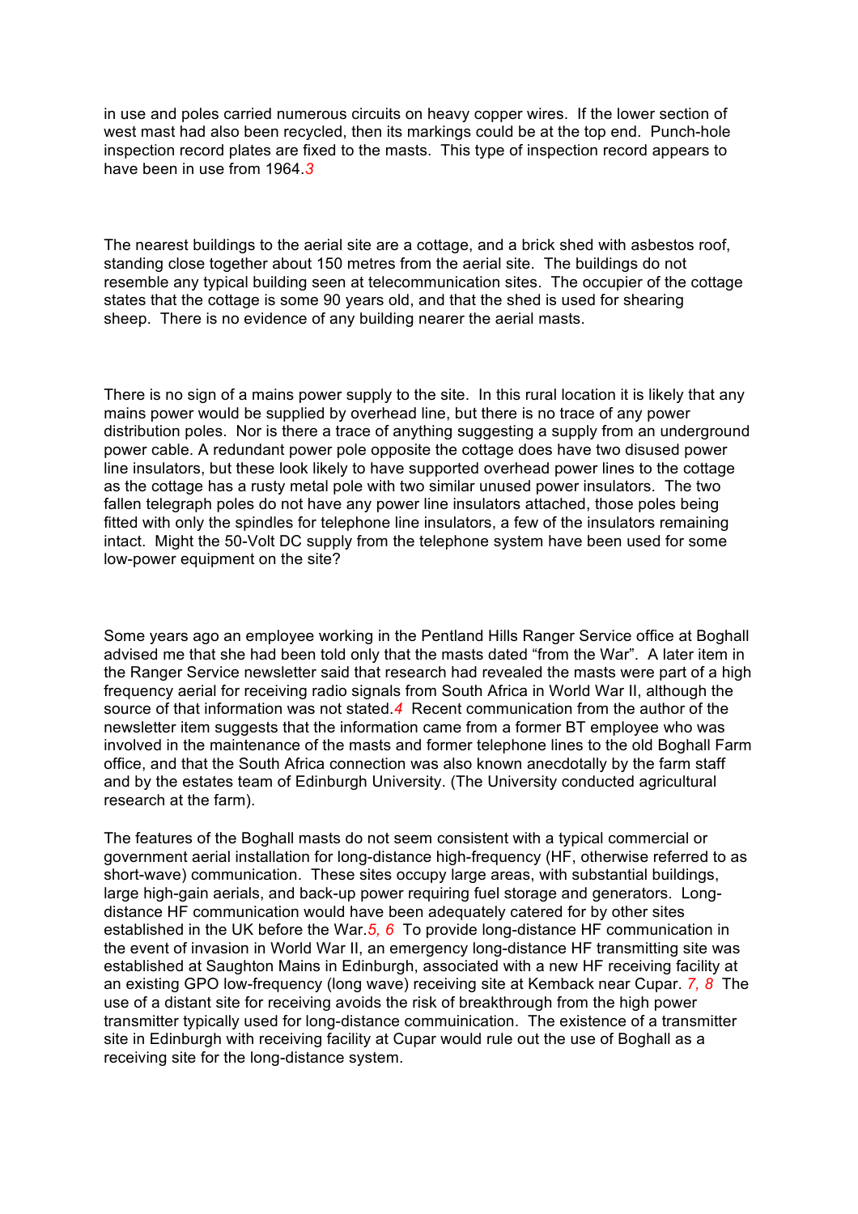in use and poles carried numerous circuits on heavy copper wires. If the lower section of west mast had also been recycled, then its markings could be at the top end. Punch-hole inspection record plates are fixed to the masts. This type of inspection record appears to have been in use from 1964.[3]

The nearest buildings to the aerial site are a cottage, and a brick shed with asbestos roof, standing close together about 150 metres from the aerial site. The buildings do not resemble any typical building seen at telecommunication sites. The occupier of the cottage states that the cottage is some 90 years old, and that the shed is used for shearing sheep. There is no evidence of any building nearer the aerial masts.

There is no sign of a mains power supply to the site. In this rural location it is likely that any mains power would be supplied by overhead line, but there is no trace of any power distribution poles. Nor is there a trace of anything suggesting a supply from an underground power cable. A redundant power pole opposite the cottage does have two disused power line insulators, but these look likely to have supported overhead power lines to the cottage as the cottage has a rusty metal pole with two similar unused power insulators. The two fallen telegraph poles do not have any power line insulators attached, those poles being fitted with only the spindles for telephone line insulators, a few of the insulators remaining intact. Might the 50-Volt DC supply from the telephone system have been used for some low-power equipment on the site?

Some years ago an employee working in the Pentland Hills Ranger Service office at Boghall advised me that she had been told only that the masts dated "from the War". A later item in the Ranger Service newsletter said that research had revealed the masts were part of a high frequency aerial for receiving radio signals from South Africa in World War II, although the source of that information was not stated.[4] Recent communication from the author of the newsletter item suggests that the information came from a former BT employee who was involved in the maintenance of the masts and former telephone lines to the old Boghall Farm office, and that the South Africa connection was also known anecdotally by the farm staff and by the estates team of Edinburgh University. (The University conducted agricultural research at the farm).

The features of the Boghall masts do not seem consistent with a typical commercial or government aerial installation for long-distance high-frequency (HF, otherwise referred to as short-wave) communication. These sites occupy large areas, with substantial buildings, large high-gain aerials, and back-up power requiring fuel storage and generators. Long-distance HF communication would have been adequately catered for by other sites established in the UK before the War.[5, 6] To provide long-distance HF communication in the event of invasion in World War II, an emergency long-distance HF transmitting site was established at Saughton Mains in Edinburgh, associated with a new HF receiving facility at an existing GPO low-frequency (long wave) receiving site at Kemback near Cupar.[7, 8] The use of a distant site for receiving avoids the risk of breakthrough from the high power transmitter typically used for long-distance commuinication. The existence of a transmitter site in Edinburgh with receiving facility at Cupar would rule out the use of Boghall as a receiving site for the long-distance system.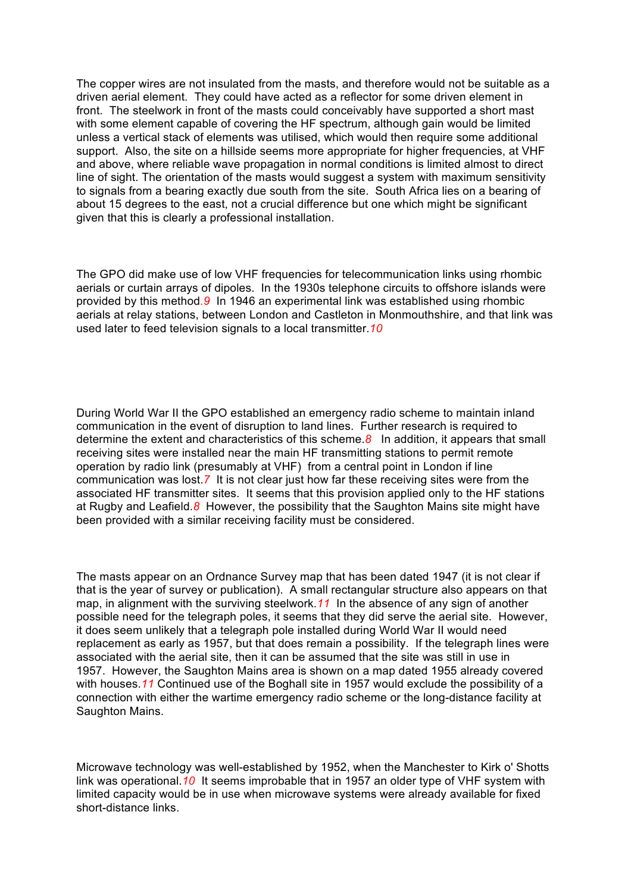The copper wires are not insulated from the masts, and therefore would not be suitable as a driven aerial element. They could have acted as a reflector for some driven element in front. The steelwork in front of the masts could conceivably have supported a short mast with some element capable of covering the HF spectrum, although gain would be limited unless a vertical stack of elements was utilised, which would then require some additional support. Also, the site on a hillside seems more appropriate for higher frequencies, at VHF and above, where reliable wave propagation in normal conditions is limited almost to direct line of sight. The orientation of the masts would suggest a system with maximum sensitivity to signals from a bearing exactly due south from the site. South Africa lies on a bearing of about 15 degrees to the east, not a crucial difference but one which might be significant given that this is clearly a professional installation.

The GPO did make use of low VHF frequencies for telecommunication links using rhombic aerials or curtain arrays of dipoles. In the 1930s telephone circuits to offshore islands were provided by this method.[9] In 1946 an experimental link was established using rhombic aerials at relay stations, between London and Castleton in Monmouthshire, and that link was used later to feed television signals to a local transmitter.[10]

During World War II the GPO established an emergency radio scheme to maintain inland communication in the event of disruption to land lines. Further research is required to determine the extent and characteristics of this scheme.[8] In addition, it appears that small receiving sites were installed near the main HF transmitting stations to permit remote operation by radio link (presumably at VHF) from a central point in London if line communication was lost.[7] It is not clear just how far these receiving sites were from the associated HF transmitter sites. It seems that this provision applied only to the HF stations at Rugby and Leafield.[8] However, the possibility that the Saughton Mains site might have been provided with a similar receiving facility must be considered.

The masts appear on an Ordnance Survey map that has been dated 1947 (it is not clear if that is the year of survey or publication). A small rectangular structure also appears on that map, in alignment with the surviving steelwork.[11] In the absence of any sign of another possible need for the telegraph poles, it seems that they did serve the aerial site. However, it does seem unlikely that a telegraph pole installed during World War II would need replacement as early as 1957, but that does remain a possibility. If the telegraph lines were associated with the aerial site, then it can be assumed that the site was still in use in 1957. However, the Saughton Mains area is shown on a map dated 1955 already covered with houses.[11] Continued use of the Boghall site in 1957 would exclude the possibility of a connection with either the wartime emergency radio scheme or the long-distance facility at Saughton Mains.

Microwave technology was well-established by 1952, when the Manchester to Kirk o' Shotts link was operational.[10] It seems improbable that in 1957 an older type of VHF system with limited capacity would be in use when microwave systems were already available for fixed short-distance links.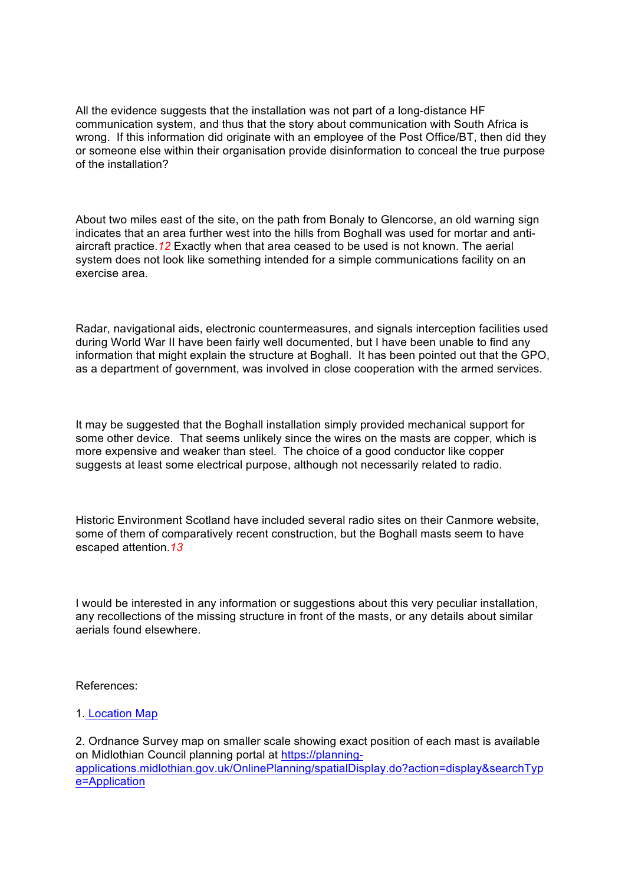All the evidence suggests that the installation was not part of a long-distance HF communication system, and thus that the story about communication with South Africa is wrong. If this information did originate with an employee of the Post Office/BT, then did they or someone else within their organisation provide disinformation to conceal the true purpose of the installation?

About two miles east of the site, on the path from Bonaly to Glencorse, an old warning sign indicates that an area further west into the hills from Boghall was used for mortar and anti-aircraft practice.*12* Exactly when that area ceased to be used is not known. The aerial system does not look like something intended for a simple communications facility on an exercise area.

Radar, navigational aids, electronic countermeasures, and signals interception facilities used during World War II have been fairly well documented, but I have been unable to find any information that might explain the structure at Boghall. It has been pointed out that the GPO, as a department of government, was involved in close cooperation with the armed services.

It may be suggested that the Boghall installation simply provided mechanical support for some other device. That seems unlikely since the wires on the masts are copper, which is more expensive and weaker than steel. The choice of a good conductor like copper suggests at least some electrical purpose, although not necessarily related to radio.

Historic Environment Scotland have included several radio sites on their Canmore website, some of them of comparatively recent construction, but the Boghall masts seem to have escaped attention.*13*

I would be interested in any information or suggestions about this very peculiar installation, any recollections of the missing structure in front of the masts, or any details about similar aerials found elsewhere.

References:

1. Location Map

2. Ordnance Survey map on smaller scale showing exact position of each mast is available on Midlothian Council planning portal at https://planning-applications.midlothian.gov.uk/OnlinePlanning/spatialDisplay.do?action=display&searchType=Application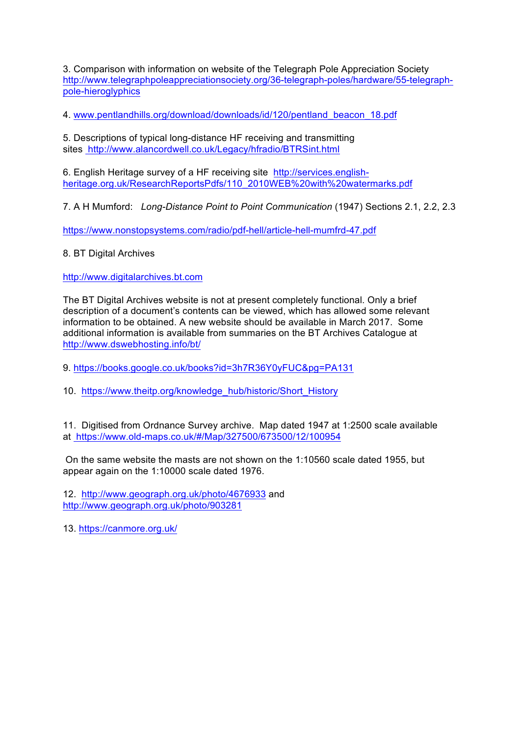3. Comparison with information on website of the Telegraph Pole Appreciation Society http://www.telegraphpoleappreciationsociety.org/36-telegraph-poles/hardware/55-telegraph-pole-hieroglyphics

4. www.pentlandhills.org/download/downloads/id/120/pentland_beacon_18.pdf

5. Descriptions of typical long-distance HF receiving and transmitting sites http://www.alancordwell.co.uk/Legacy/hfradio/BTRSint.html

6. English Heritage survey of a HF receiving site http://services.english-heritage.org.uk/ResearchReportsPdfs/110_2010WEB%20with%20watermarks.pdf

7. A H Mumford: *Long-Distance Point to Point Communication* (1947) Sections 2.1, 2.2, 2.3

https://www.nonstopsystems.com/radio/pdf-hell/article-hell-mumfrd-47.pdf

8. BT Digital Archives

http://www.digitalarchives.bt.com

The BT Digital Archives website is not at present completely functional. Only a brief description of a document's contents can be viewed, which has allowed some relevant information to be obtained. A new website should be available in March 2017. Some additional information is available from summaries on the BT Archives Catalogue at http://www.dswebhosting.info/bt/

9. https://books.google.co.uk/books?id=3h7R36Y0yFUC&pg=PA131

10. https://www.theitp.org/knowledge_hub/historic/Short_History

11. Digitised from Ordnance Survey archive. Map dated 1947 at 1:2500 scale available at https://www.old-maps.co.uk/#/Map/327500/673500/12/100954

On the same website the masts are not shown on the 1:10560 scale dated 1955, but appear again on the 1:10000 scale dated 1976.

12. http://www.geograph.org.uk/photo/4676933 and http://www.geograph.org.uk/photo/903281

13. https://canmore.org.uk/